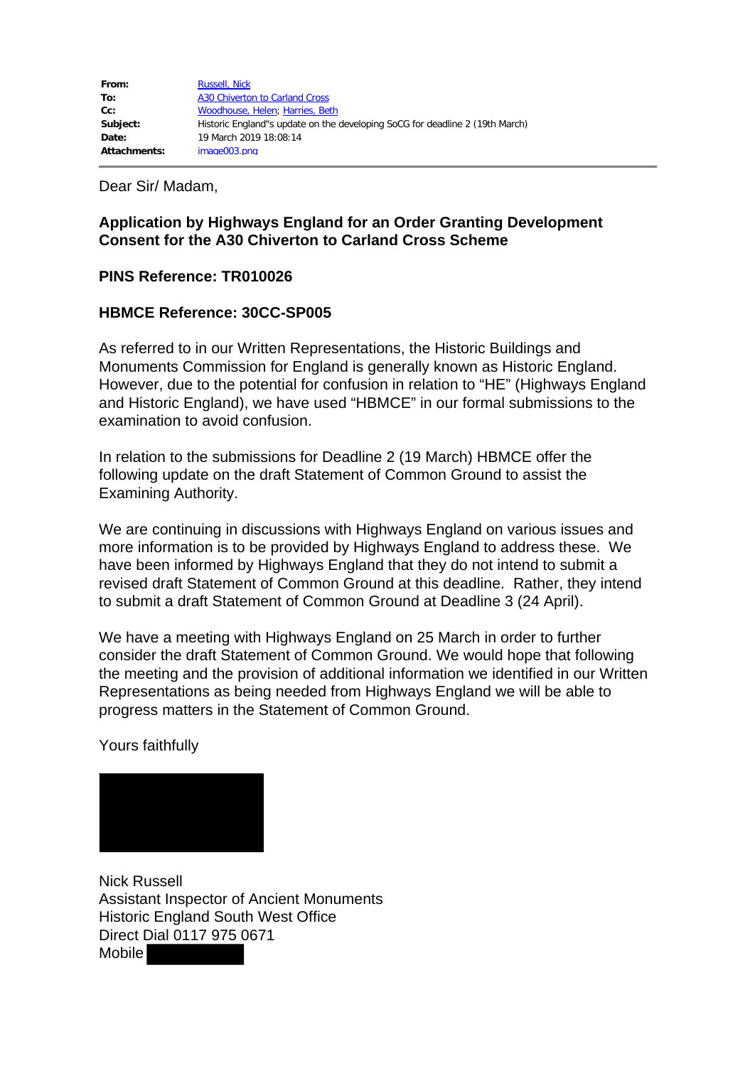| | |
|---|---|
| **From:** | Russell, Nick |
| **To:** | A30 Chiverton to Carland Cross |
| **Cc:** | Woodhouse, Helen; Harries, Beth |
| **Subject:** | Historic England"s update on the developing SoCG for deadline 2 (19th March) |
| **Date:** | 19 March 2019 18:08:14 |
| **Attachments:** | image003.png |

Dear Sir/ Madam,

**Application by Highways England for an Order Granting Development Consent for the A30 Chiverton to Carland Cross Scheme**

**PINS Reference: TR010026**

**HBMCE Reference: 30CC-SP005**

As referred to in our Written Representations, the Historic Buildings and Monuments Commission for England is generally known as Historic England. However, due to the potential for confusion in relation to "HE" (Highways England and Historic England), we have used "HBMCE" in our formal submissions to the examination to avoid confusion.

In relation to the submissions for Deadline 2 (19 March) HBMCE offer the following update on the draft Statement of Common Ground to assist the Examining Authority.

We are continuing in discussions with Highways England on various issues and more information is to be provided by Highways England to address these. We have been informed by Highways England that they do not intend to submit a revised draft Statement of Common Ground at this deadline. Rather, they intend to submit a draft Statement of Common Ground at Deadline 3 (24 April).

We have a meeting with Highways England on 25 March in order to further consider the draft Statement of Common Ground. We would hope that following the meeting and the provision of additional information we identified in our Written Representations as being needed from Highways England we will be able to progress matters in the Statement of Common Ground.

Yours faithfully

Nick Russell  
Assistant Inspector of Ancient Monuments  
Historic England South West Office  
Direct Dial 0117 975 0671  
Mobile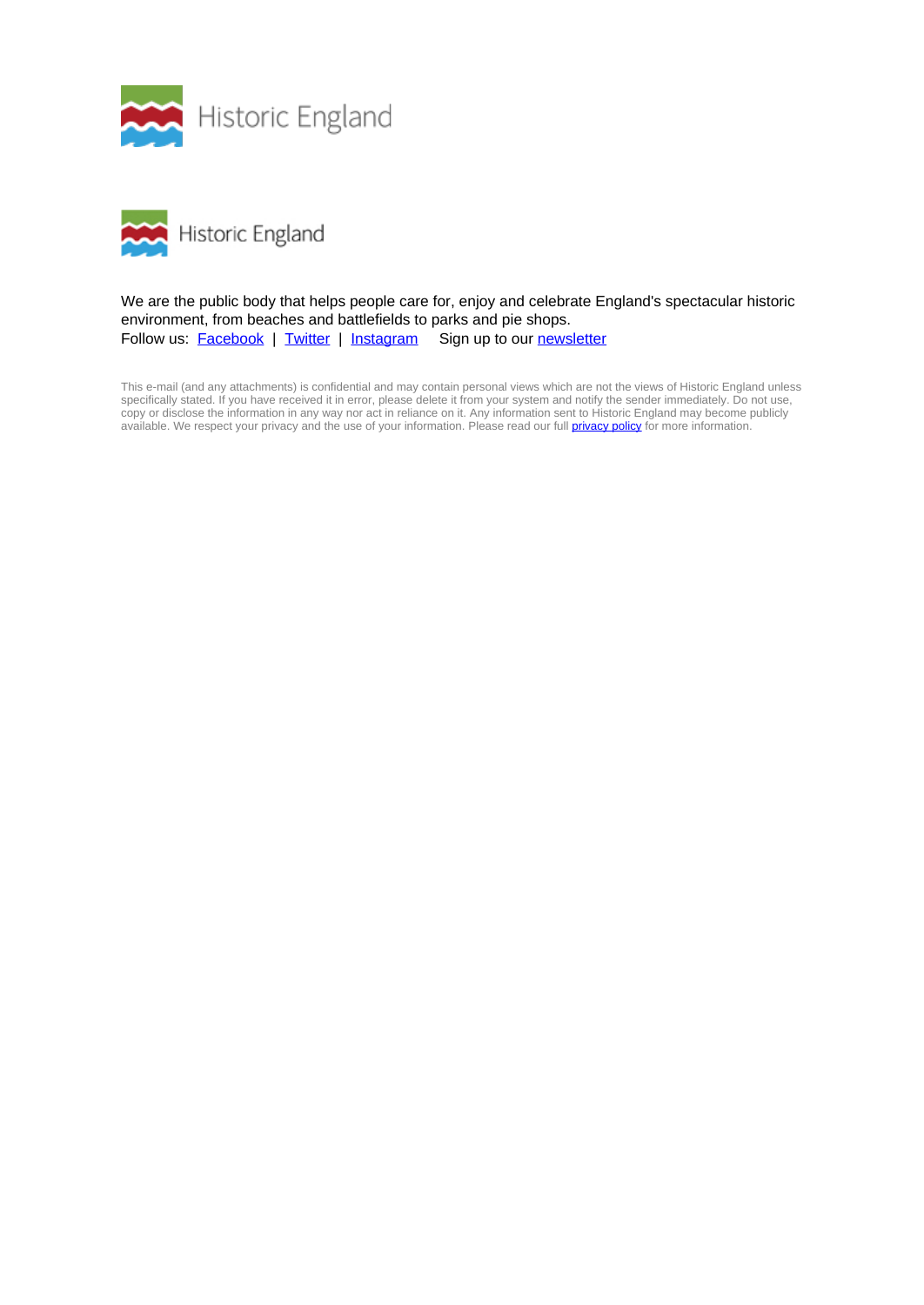Historic England

Historic England

We are the public body that helps people care for, enjoy and celebrate England's spectacular historic environment, from beaches and battlefields to parks and pie shops.
Follow us: Facebook | Twitter | Instagram     Sign up to our newsletter

This e-mail (and any attachments) is confidential and may contain personal views which are not the views of Historic England unless specifically stated. If you have received it in error, please delete it from your system and notify the sender immediately. Do not use, copy or disclose the information in any way nor act in reliance on it. Any information sent to Historic England may become publicly available. We respect your privacy and the use of your information. Please read our full privacy policy for more information.